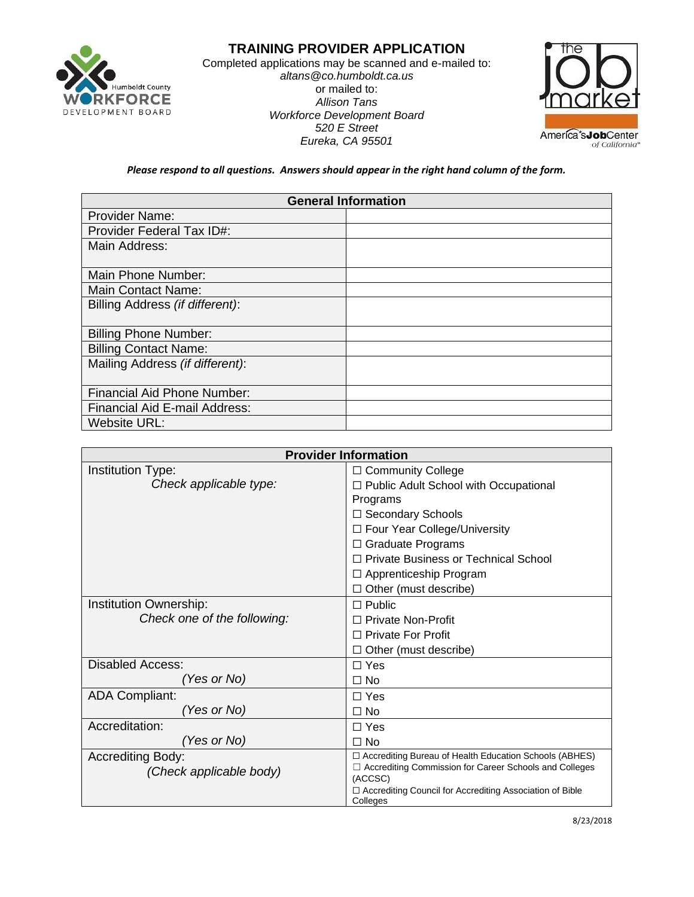# TRAINING PROVIDER APPLICATION

Completed applications may be scanned and e-mailed to:
*altans@co.humboldt.ca.us*
or mailed to:
*Allison Tans*
*Workforce Development Board*
*520 E Street*
*Eureka, CA 95501*

***Please respond to all questions. Answers should appear in the right hand column of the form.***

| General Information | |
|---|---|
| Provider Name: | |
| Provider Federal Tax ID#: | |
| Main Address: | |
| Main Phone Number: | |
| Main Contact Name: | |
| Billing Address *(if different)*: | |
| Billing Phone Number: | |
| Billing Contact Name: | |
| Mailing Address *(if different)*: | |
| Financial Aid Phone Number: | |
| Financial Aid E-mail Address: | |
| Website URL: | |

| Provider Information | |
|---|---|
| Institution Type: *Check applicable type:* | ☐ Community College<br>☐ Public Adult School with Occupational Programs<br>☐ Secondary Schools<br>☐ Four Year College/University<br>☐ Graduate Programs<br>☐ Private Business or Technical School<br>☐ Apprenticeship Program<br>☐ Other (must describe) |
| Institution Ownership: *Check one of the following:* | ☐ Public<br>☐ Private Non-Profit<br>☐ Private For Profit<br>☐ Other (must describe) |
| Disabled Access: *(Yes or No)* | ☐ Yes<br>☐ No |
| ADA Compliant: *(Yes or No)* | ☐ Yes<br>☐ No |
| Accreditation: *(Yes or No)* | ☐ Yes<br>☐ No |
| Accrediting Body: *(Check applicable body)* | ☐ Accrediting Bureau of Health Education Schools (ABHES)<br>☐ Accrediting Commission for Career Schools and Colleges (ACCSC)<br>☐ Accrediting Council for Accrediting Association of Bible Colleges |

8/23/2018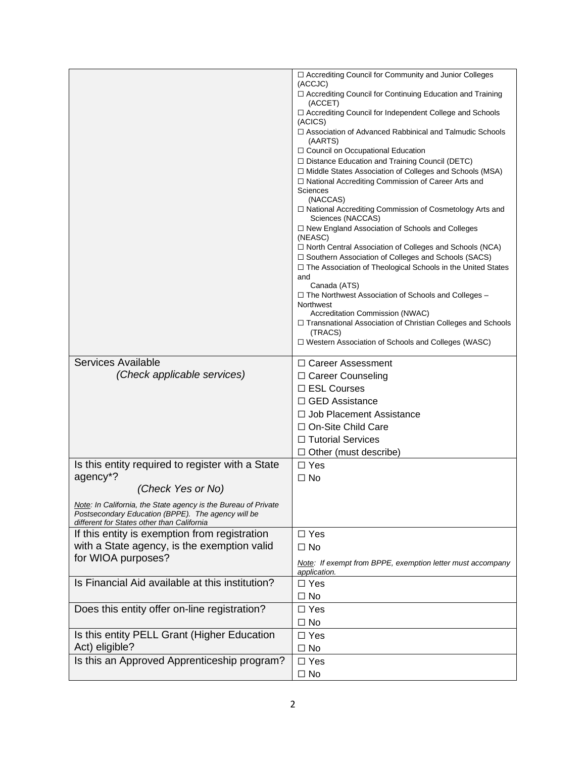| | |
|---|---|
| | ☐ Accrediting Council for Community and Junior Colleges (ACCJC)<br>☐ Accrediting Council for Continuing Education and Training (ACCET)<br>☐ Accrediting Council for Independent College and Schools (ACICS)<br>☐ Association of Advanced Rabbinical and Talmudic Schools (AARTS)<br>☐ Council on Occupational Education<br>☐ Distance Education and Training Council (DETC)<br>☐ Middle States Association of Colleges and Schools (MSA)<br>☐ National Accrediting Commission of Career Arts and Sciences (NACCAS)<br>☐ National Accrediting Commission of Cosmetology Arts and Sciences (NACCAS)<br>☐ New England Association of Schools and Colleges (NEASC)<br>☐ North Central Association of Colleges and Schools (NCA)<br>☐ Southern Association of Colleges and Schools (SACS)<br>☐ The Association of Theological Schools in the United States and Canada (ATS)<br>☐ The Northwest Association of Schools and Colleges – Northwest Accreditation Commission (NWAC)<br>☐ Transnational Association of Christian Colleges and Schools (TRACS)<br>☐ Western Association of Schools and Colleges (WASC) |
| Services Available<br>*(Check applicable services)* | ☐ Career Assessment<br>☐ Career Counseling<br>☐ ESL Courses<br>☐ GED Assistance<br>☐ Job Placement Assistance<br>☐ On-Site Child Care<br>☐ Tutorial Services<br>☐ Other (must describe) |
| Is this entity required to register with a State agency*?<br>*(Check Yes or No)*<br>*<u>Note</u>: In California, the State agency is the Bureau of Private Postsecondary Education (BPPE). The agency will be different for States other than California* | ☐ Yes<br>☐ No |
| If this entity is exemption from registration with a State agency, is the exemption valid for WIOA purposes? | ☐ Yes<br>☐ No<br>*<u>Note</u>: If exempt from BPPE, exemption letter must accompany application.* |
| Is Financial Aid available at this institution? | ☐ Yes<br>☐ No |
| Does this entity offer on-line registration? | ☐ Yes<br>☐ No |
| Is this entity PELL Grant (Higher Education Act) eligible? | ☐ Yes<br>☐ No |
| Is this an Approved Apprenticeship program? | ☐ Yes<br>☐ No |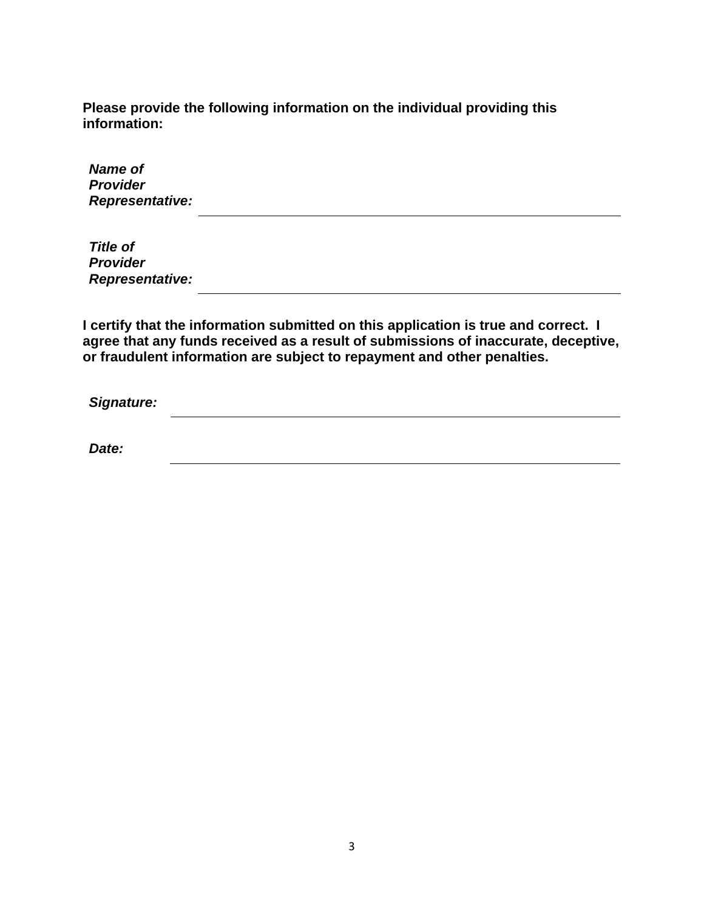**Please provide the following information on the individual providing this information:**

***Name of Provider Representative:*** ______________________________________________

***Title of Provider Representative:*** ______________________________________________

**I certify that the information submitted on this application is true and correct. I agree that any funds received as a result of submissions of inaccurate, deceptive, or fraudulent information are subject to repayment and other penalties.**

***Signature:*** ______________________________________________

***Date:*** ______________________________________________